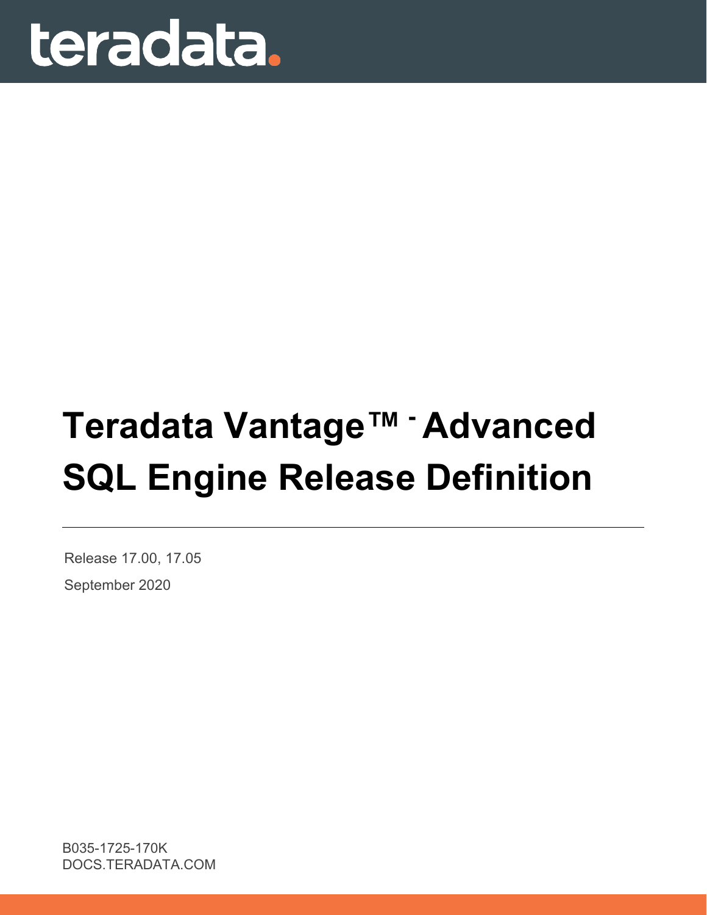teradata.

# Teradata Vantage™ - Advanced SQL Engine Release Definition

Release 17.00, 17.05

September 2020

B035-1725-170K

DOCS.TERADATA.COM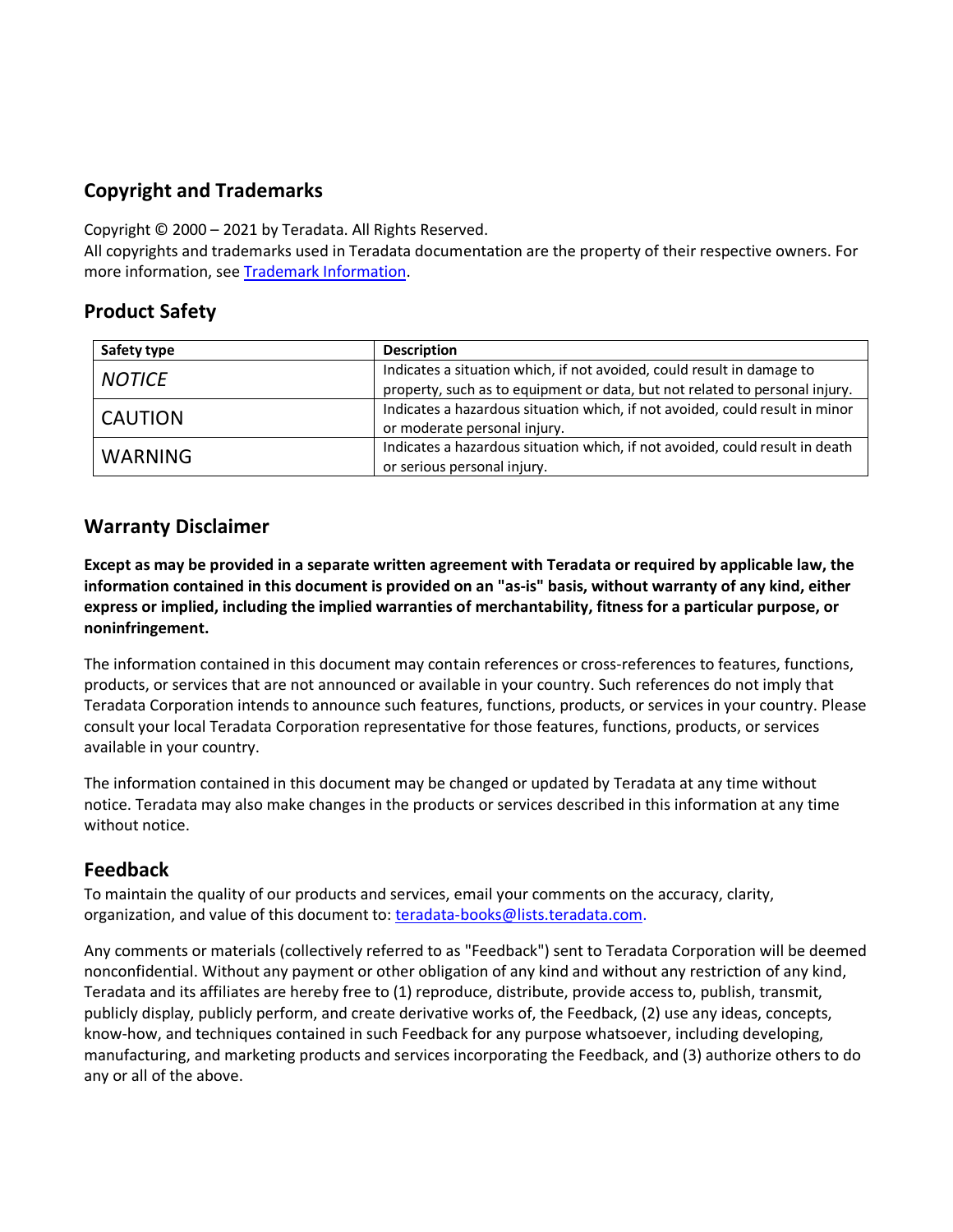## Copyright and Trademarks

Copyright © 2000 – 2021 by Teradata. All Rights Reserved.
All copyrights and trademarks used in Teradata documentation are the property of their respective owners. For more information, see Trademark Information.

## Product Safety

| Safety type | Description |
|---|---|
| *NOTICE* | Indicates a situation which, if not avoided, could result in damage to property, such as to equipment or data, but not related to personal injury. |
| CAUTION | Indicates a hazardous situation which, if not avoided, could result in minor or moderate personal injury. |
| WARNING | Indicates a hazardous situation which, if not avoided, could result in death or serious personal injury. |

## Warranty Disclaimer

**Except as may be provided in a separate written agreement with Teradata or required by applicable law, the information contained in this document is provided on an "as-is" basis, without warranty of any kind, either express or implied, including the implied warranties of merchantability, fitness for a particular purpose, or noninfringement.**

The information contained in this document may contain references or cross-references to features, functions, products, or services that are not announced or available in your country. Such references do not imply that Teradata Corporation intends to announce such features, functions, products, or services in your country. Please consult your local Teradata Corporation representative for those features, functions, products, or services available in your country.

The information contained in this document may be changed or updated by Teradata at any time without notice. Teradata may also make changes in the products or services described in this information at any time without notice.

## Feedback

To maintain the quality of our products and services, email your comments on the accuracy, clarity, organization, and value of this document to: teradata-books@lists.teradata.com.

Any comments or materials (collectively referred to as "Feedback") sent to Teradata Corporation will be deemed nonconfidential. Without any payment or other obligation of any kind and without any restriction of any kind, Teradata and its affiliates are hereby free to (1) reproduce, distribute, provide access to, publish, transmit, publicly display, publicly perform, and create derivative works of, the Feedback, (2) use any ideas, concepts, know-how, and techniques contained in such Feedback for any purpose whatsoever, including developing, manufacturing, and marketing products and services incorporating the Feedback, and (3) authorize others to do any or all of the above.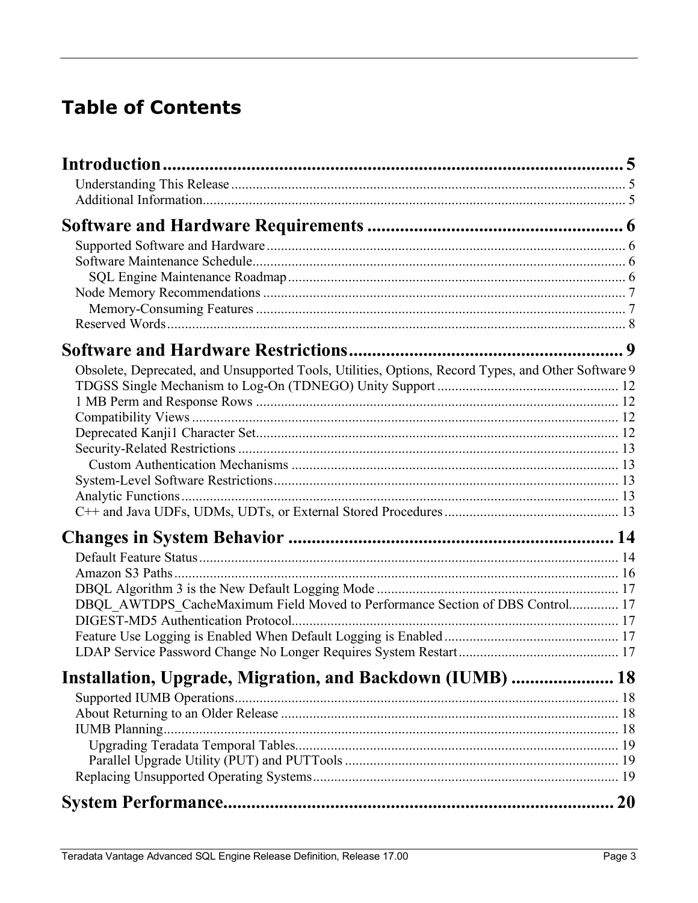# Table of Contents

**Introduction** ..... 5

- Understanding This Release ..... 5
- Additional Information ..... 5

**Software and Hardware Requirements** ..... 6

- Supported Software and Hardware ..... 6
- Software Maintenance Schedule ..... 6
  - SQL Engine Maintenance Roadmap ..... 6
- Node Memory Recommendations ..... 7
  - Memory-Consuming Features ..... 7
- Reserved Words ..... 8

**Software and Hardware Restrictions** ..... 9

- Obsolete, Deprecated, and Unsupported Tools, Utilities, Options, Record Types, and Other Software ..... 9
- TDGSS Single Mechanism to Log-On (TDNEGO) Unity Support ..... 12
- 1 MB Perm and Response Rows ..... 12
- Compatibility Views ..... 12
- Deprecated Kanji1 Character Set ..... 12
- Security-Related Restrictions ..... 13
  - Custom Authentication Mechanisms ..... 13
- System-Level Software Restrictions ..... 13
- Analytic Functions ..... 13
- C++ and Java UDFs, UDMs, UDTs, or External Stored Procedures ..... 13

**Changes in System Behavior** ..... 14

- Default Feature Status ..... 14
- Amazon S3 Paths ..... 16
- DBQL Algorithm 3 is the New Default Logging Mode ..... 17
- DBQL_AWTDPS_CacheMaximum Field Moved to Performance Section of DBS Control ..... 17
- DIGEST-MD5 Authentication Protocol ..... 17
- Feature Use Logging is Enabled When Default Logging is Enabled ..... 17
- LDAP Service Password Change No Longer Requires System Restart ..... 17

**Installation, Upgrade, Migration, and Backdown (IUMB)** ..... 18

- Supported IUMB Operations ..... 18
- About Returning to an Older Release ..... 18
- IUMB Planning ..... 18
  - Upgrading Teradata Temporal Tables ..... 19
  - Parallel Upgrade Utility (PUT) and PUTTools ..... 19
- Replacing Unsupported Operating Systems ..... 19

**System Performance** ..... 20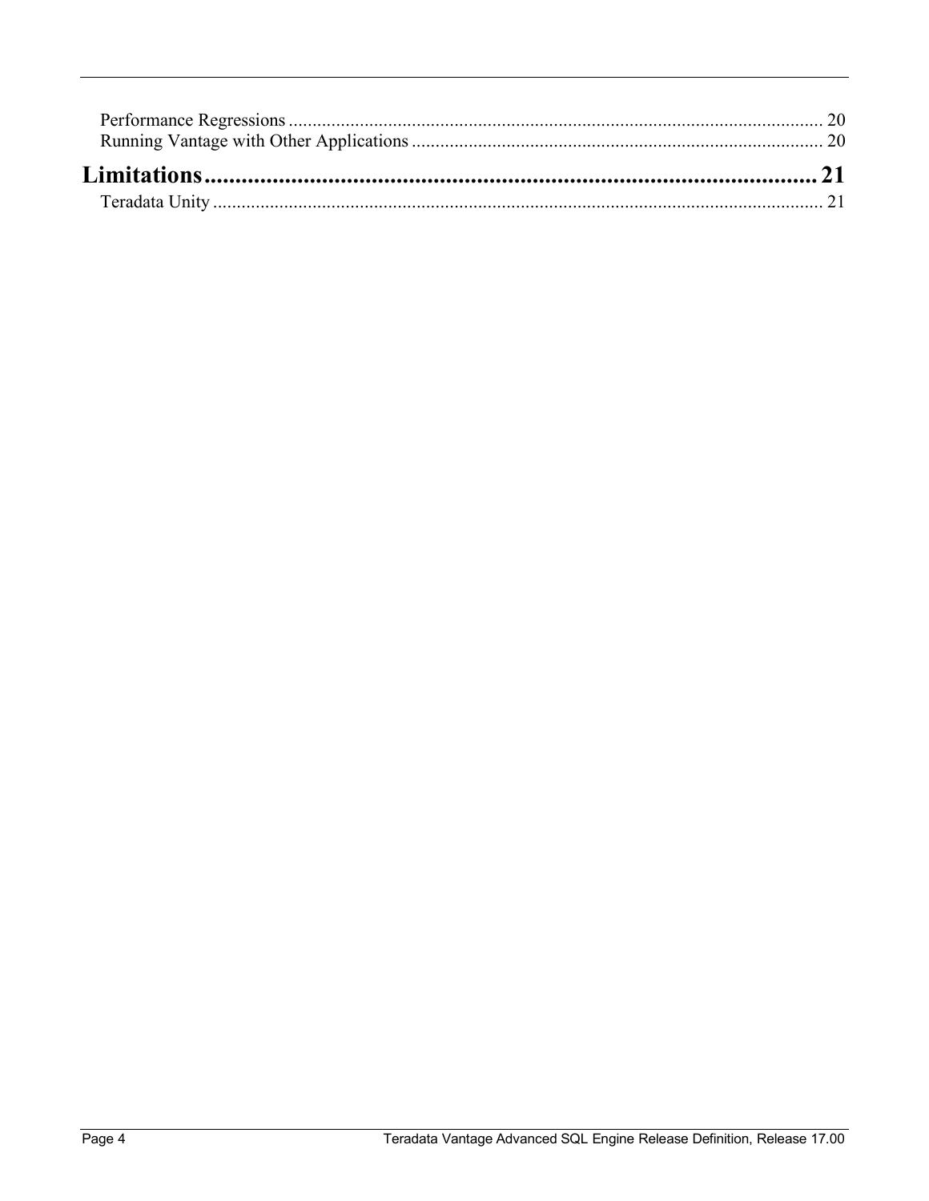Performance Regressions ........................................................................................................ 20
Running Vantage with Other Applications ............................................................................. 20

**Limitations ........................................................................................ 21**

Teradata Unity ........................................................................................................................ 21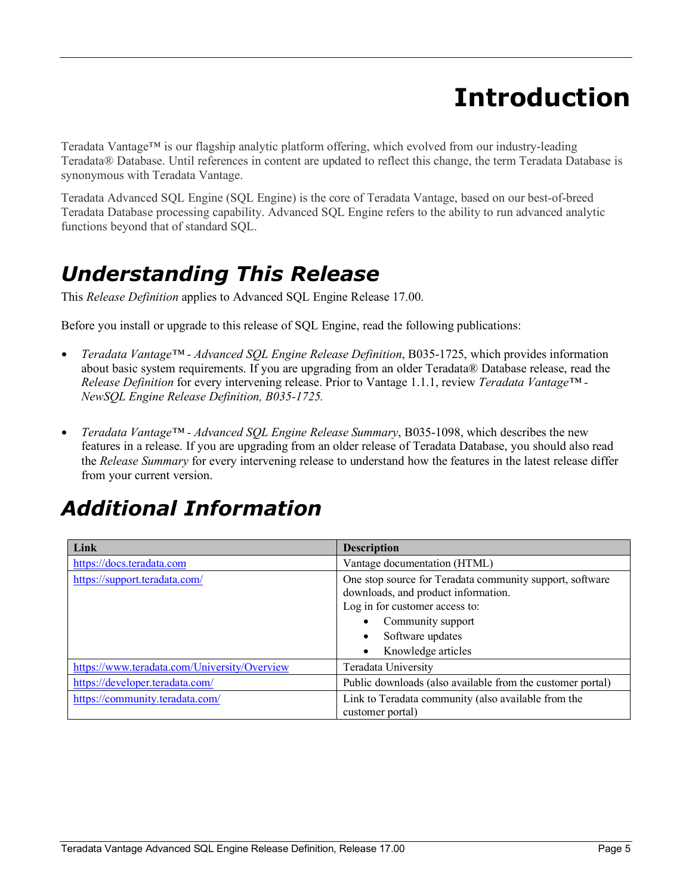# Introduction

Teradata Vantage™ is our flagship analytic platform offering, which evolved from our industry-leading Teradata® Database. Until references in content are updated to reflect this change, the term Teradata Database is synonymous with Teradata Vantage.

Teradata Advanced SQL Engine (SQL Engine) is the core of Teradata Vantage, based on our best-of-breed Teradata Database processing capability. Advanced SQL Engine refers to the ability to run advanced analytic functions beyond that of standard SQL.

## *Understanding This Release*

This *Release Definition* applies to Advanced SQL Engine Release 17.00.

Before you install or upgrade to this release of SQL Engine, read the following publications:

- *Teradata Vantage™ - Advanced SQL Engine Release Definition*, B035-1725, which provides information about basic system requirements. If you are upgrading from an older Teradata® Database release, read the *Release Definition* for every intervening release. Prior to Vantage 1.1.1, review *Teradata Vantage™ - NewSQL Engine Release Definition, B035-1725.*

- *Teradata Vantage™ - Advanced SQL Engine Release Summary*, B035-1098, which describes the new features in a release. If you are upgrading from an older release of Teradata Database, you should also read the *Release Summary* for every intervening release to understand how the features in the latest release differ from your current version.

## *Additional Information*

| Link | Description |
| --- | --- |
| https://docs.teradata.com | Vantage documentation (HTML) |
| https://support.teradata.com/ | One stop source for Teradata community support, software downloads, and product information.<br>Log in for customer access to:<br>• Community support<br>• Software updates<br>• Knowledge articles |
| https://www.teradata.com/University/Overview | Teradata University |
| https://developer.teradata.com/ | Public downloads (also available from the customer portal) |
| https://community.teradata.com/ | Link to Teradata community (also available from the customer portal) |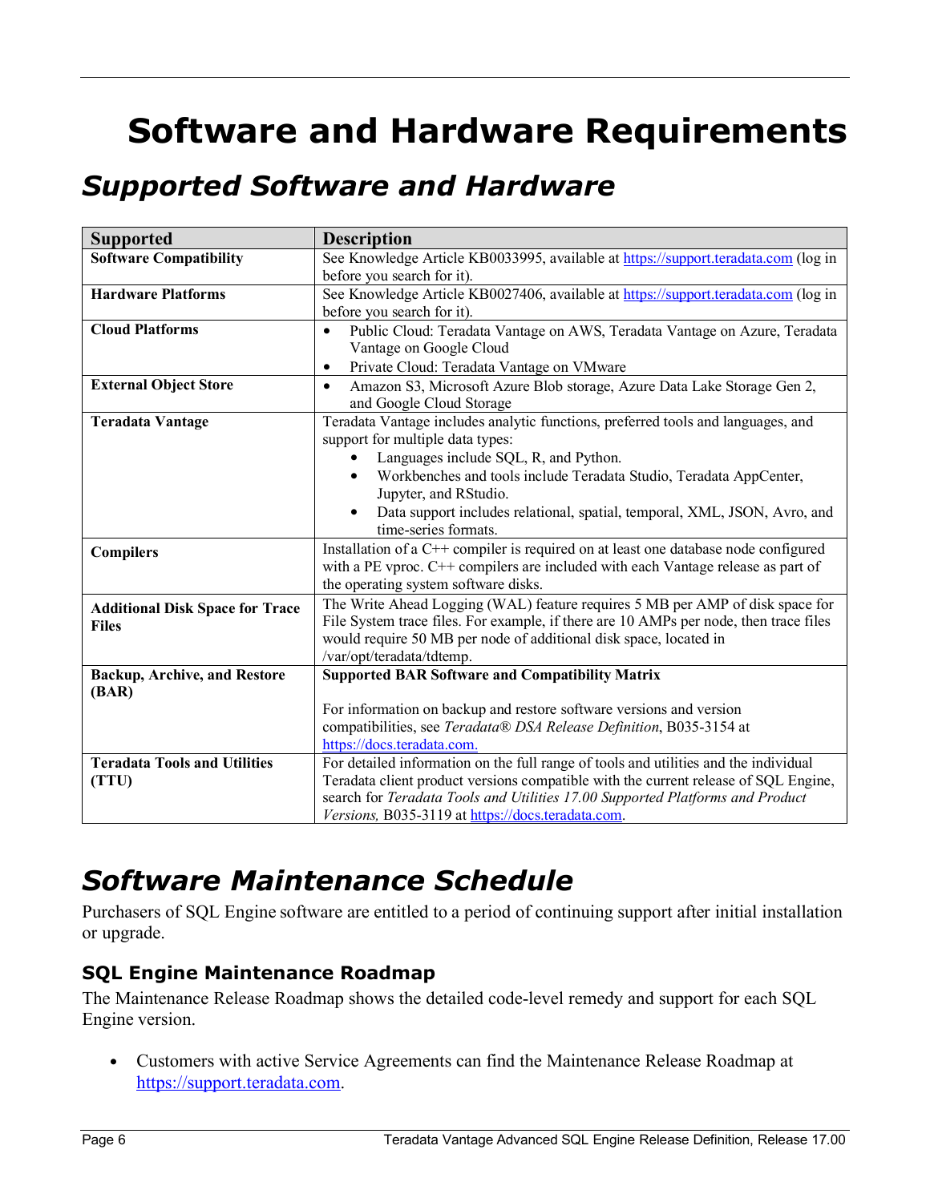# Software and Hardware Requirements

## *Supported Software and Hardware*

| Supported | Description |
|---|---|
| **Software Compatibility** | See Knowledge Article KB0033995, available at https://support.teradata.com (log in before you search for it). |
| **Hardware Platforms** | See Knowledge Article KB0027406, available at https://support.teradata.com (log in before you search for it). |
| **Cloud Platforms** | • Public Cloud: Teradata Vantage on AWS, Teradata Vantage on Azure, Teradata Vantage on Google Cloud<br>• Private Cloud: Teradata Vantage on VMware |
| **External Object Store** | • Amazon S3, Microsoft Azure Blob storage, Azure Data Lake Storage Gen 2, and Google Cloud Storage |
| **Teradata Vantage** | Teradata Vantage includes analytic functions, preferred tools and languages, and support for multiple data types:<br>• Languages include SQL, R, and Python.<br>• Workbenches and tools include Teradata Studio, Teradata AppCenter, Jupyter, and RStudio.<br>• Data support includes relational, spatial, temporal, XML, JSON, Avro, and time-series formats. |
| **Compilers** | Installation of a C++ compiler is required on at least one database node configured with a PE vproc. C++ compilers are included with each Vantage release as part of the operating system software disks. |
| **Additional Disk Space for Trace Files** | The Write Ahead Logging (WAL) feature requires 5 MB per AMP of disk space for File System trace files. For example, if there are 10 AMPs per node, then trace files would require 50 MB per node of additional disk space, located in /var/opt/teradata/tdtemp. |
| **Backup, Archive, and Restore (BAR)** | **Supported BAR Software and Compatibility Matrix**<br><br>For information on backup and restore software versions and version compatibilities, see *Teradata® DSA Release Definition*, B035-3154 at https://docs.teradata.com. |
| **Teradata Tools and Utilities (TTU)** | For detailed information on the full range of tools and utilities and the individual Teradata client product versions compatible with the current release of SQL Engine, search for *Teradata Tools and Utilities 17.00 Supported Platforms and Product Versions,* B035-3119 at https://docs.teradata.com. |

## *Software Maintenance Schedule*

Purchasers of SQL Engine software are entitled to a period of continuing support after initial installation or upgrade.

### SQL Engine Maintenance Roadmap

The Maintenance Release Roadmap shows the detailed code-level remedy and support for each SQL Engine version.

- Customers with active Service Agreements can find the Maintenance Release Roadmap at https://support.teradata.com.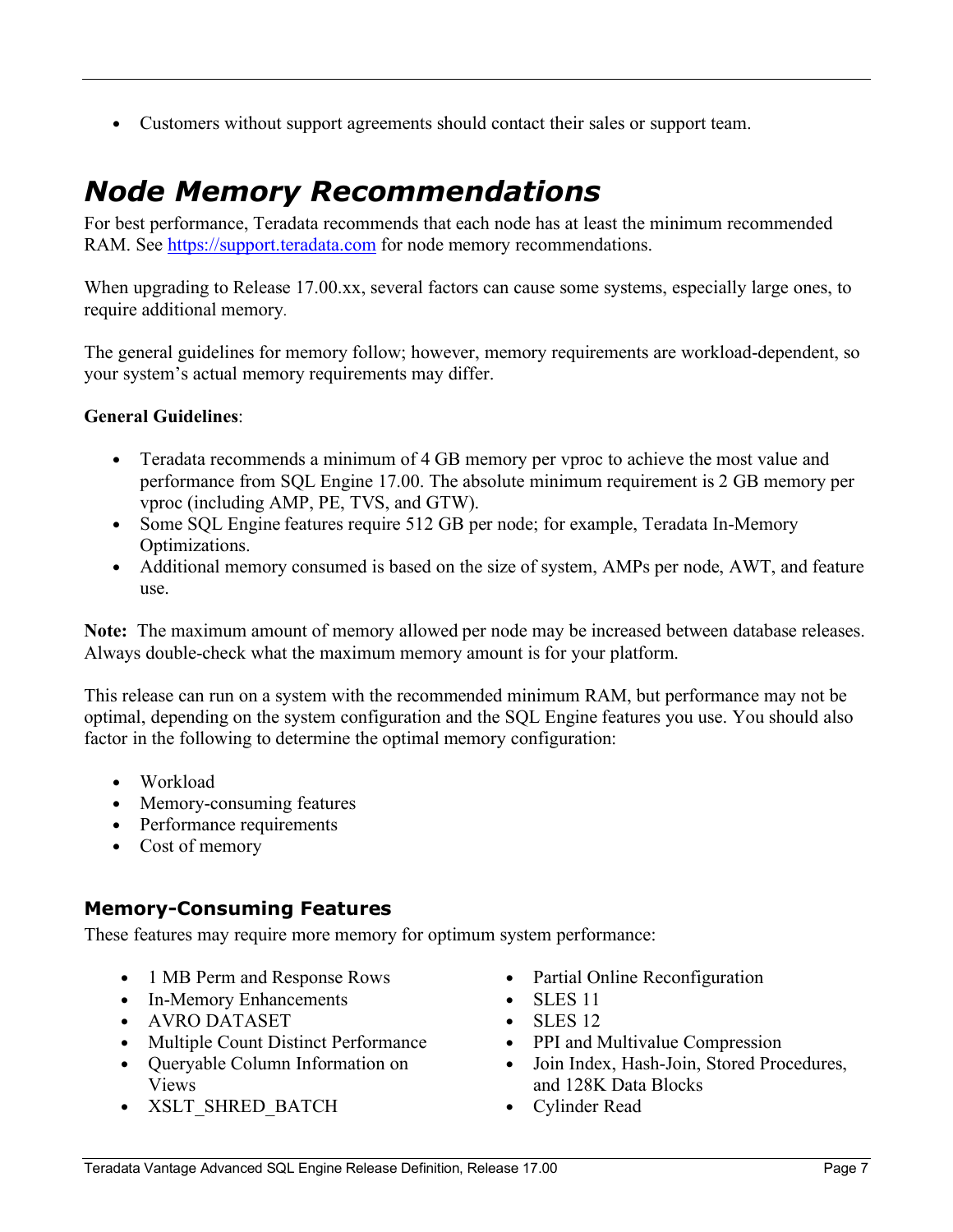- Customers without support agreements should contact their sales or support team.

# Node Memory Recommendations

For best performance, Teradata recommends that each node has at least the minimum recommended RAM. See [https://support.teradata.com](https://support.teradata.com) for node memory recommendations.

When upgrading to Release 17.00.xx, several factors can cause some systems, especially large ones, to require additional memory.

The general guidelines for memory follow; however, memory requirements are workload-dependent, so your system's actual memory requirements may differ.

**General Guidelines**:

- Teradata recommends a minimum of 4 GB memory per vproc to achieve the most value and performance from SQL Engine 17.00. The absolute minimum requirement is 2 GB memory per vproc (including AMP, PE, TVS, and GTW).
- Some SQL Engine features require 512 GB per node; for example, Teradata In-Memory Optimizations.
- Additional memory consumed is based on the size of system, AMPs per node, AWT, and feature use.

**Note:** The maximum amount of memory allowed per node may be increased between database releases. Always double-check what the maximum memory amount is for your platform.

This release can run on a system with the recommended minimum RAM, but performance may not be optimal, depending on the system configuration and the SQL Engine features you use. You should also factor in the following to determine the optimal memory configuration:

- Workload
- Memory-consuming features
- Performance requirements
- Cost of memory

## Memory-Consuming Features

These features may require more memory for optimum system performance:

- 1 MB Perm and Response Rows
- In-Memory Enhancements
- AVRO DATASET
- Multiple Count Distinct Performance
- Queryable Column Information on Views
- XSLT_SHRED_BATCH
- Partial Online Reconfiguration
- SLES 11
- SLES 12
- PPI and Multivalue Compression
- Join Index, Hash-Join, Stored Procedures, and 128K Data Blocks
- Cylinder Read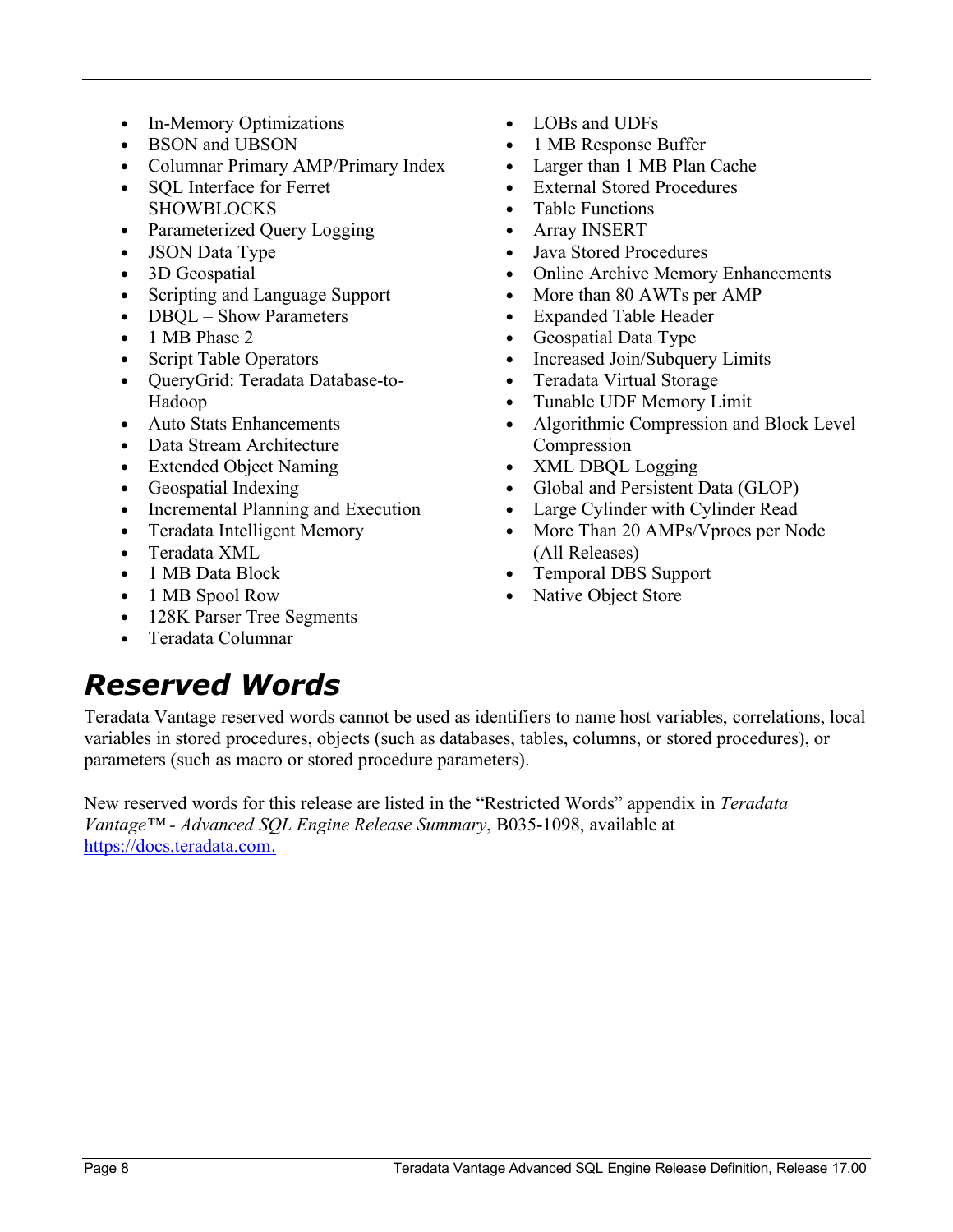- In-Memory Optimizations
- BSON and UBSON
- Columnar Primary AMP/Primary Index
- SQL Interface for Ferret SHOWBLOCKS
- Parameterized Query Logging
- JSON Data Type
- 3D Geospatial
- Scripting and Language Support
- DBQL – Show Parameters
- 1 MB Phase 2
- Script Table Operators
- QueryGrid: Teradata Database-to-Hadoop
- Auto Stats Enhancements
- Data Stream Architecture
- Extended Object Naming
- Geospatial Indexing
- Incremental Planning and Execution
- Teradata Intelligent Memory
- Teradata XML
- 1 MB Data Block
- 1 MB Spool Row
- 128K Parser Tree Segments
- Teradata Columnar
- LOBs and UDFs
- 1 MB Response Buffer
- Larger than 1 MB Plan Cache
- External Stored Procedures
- Table Functions
- Array INSERT
- Java Stored Procedures
- Online Archive Memory Enhancements
- More than 80 AWTs per AMP
- Expanded Table Header
- Geospatial Data Type
- Increased Join/Subquery Limits
- Teradata Virtual Storage
- Tunable UDF Memory Limit
- Algorithmic Compression and Block Level Compression
- XML DBQL Logging
- Global and Persistent Data (GLOP)
- Large Cylinder with Cylinder Read
- More Than 20 AMPs/Vprocs per Node (All Releases)
- Temporal DBS Support
- Native Object Store

## Reserved Words

Teradata Vantage reserved words cannot be used as identifiers to name host variables, correlations, local variables in stored procedures, objects (such as databases, tables, columns, or stored procedures), or parameters (such as macro or stored procedure parameters).

New reserved words for this release are listed in the "Restricted Words" appendix in *Teradata Vantage™ - Advanced SQL Engine Release Summary*, B035-1098, available at [https://docs.teradata.com.](https://docs.teradata.com)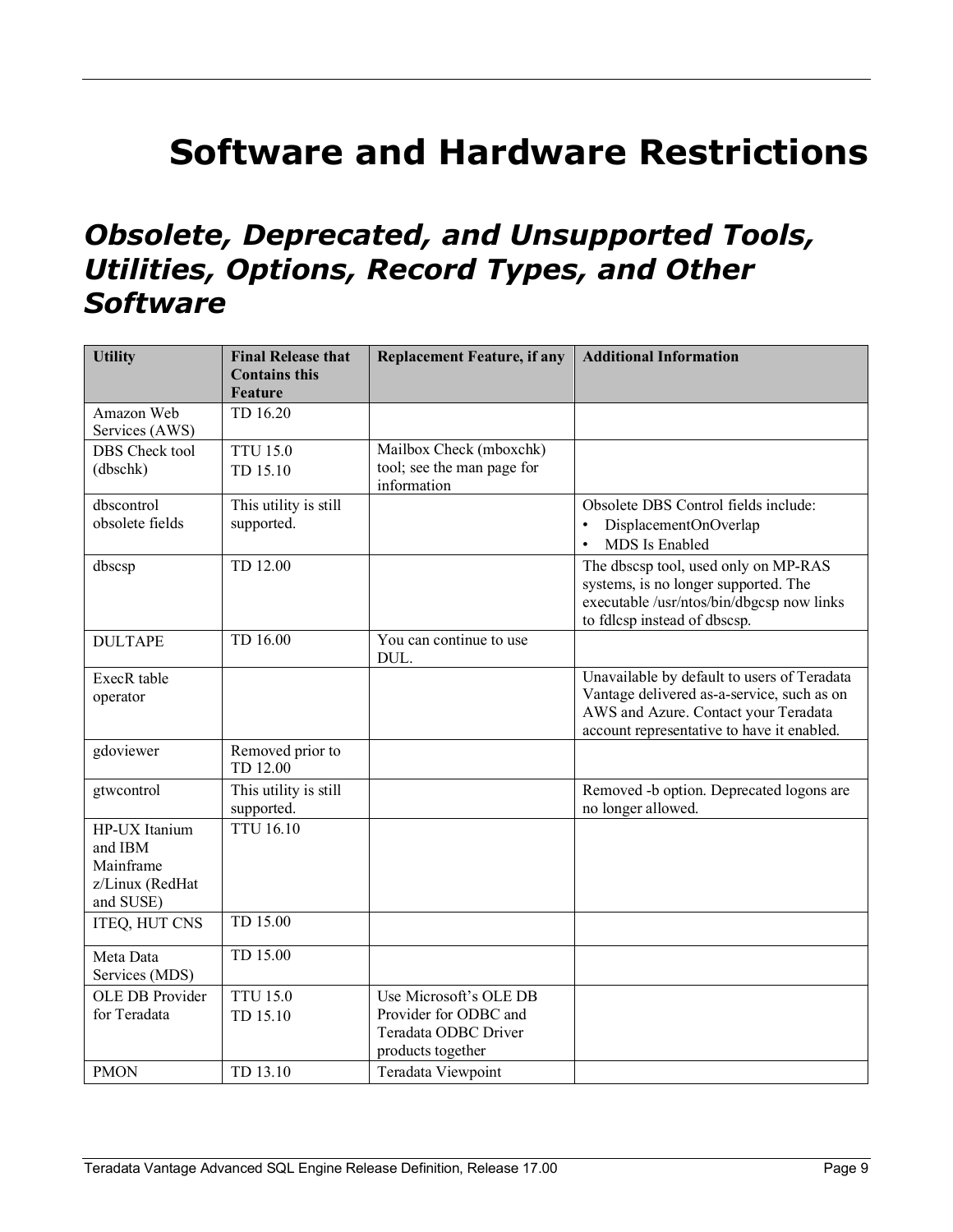# Software and Hardware Restrictions

## *Obsolete, Deprecated, and Unsupported Tools, Utilities, Options, Record Types, and Other Software*

| Utility | Final Release that Contains this Feature | Replacement Feature, if any | Additional Information |
| --- | --- | --- | --- |
| Amazon Web Services (AWS) | TD 16.20 | | |
| DBS Check tool (dbschk) | TTU 15.0<br>TD 15.10 | Mailbox Check (mboxchk) tool; see the man page for information | |
| dbscontrol obsolete fields | This utility is still supported. | | Obsolete DBS Control fields include:<br>• DisplacementOnOverlap<br>• MDS Is Enabled |
| dbscsp | TD 12.00 | | The dbscsp tool, used only on MP-RAS systems, is no longer supported. The executable /usr/ntos/bin/dbgcsp now links to fdlcsp instead of dbscsp. |
| DULTAPE | TD 16.00 | You can continue to use DUL. | |
| ExecR table operator | | | Unavailable by default to users of Teradata Vantage delivered as-a-service, such as on AWS and Azure. Contact your Teradata account representative to have it enabled. |
| gdoviewer | Removed prior to TD 12.00 | | |
| gtwcontrol | This utility is still supported. | | Removed -b option. Deprecated logons are no longer allowed. |
| HP-UX Itanium and IBM Mainframe z/Linux (RedHat and SUSE) | TTU 16.10 | | |
| ITEQ, HUT CNS | TD 15.00 | | |
| Meta Data Services (MDS) | TD 15.00 | | |
| OLE DB Provider for Teradata | TTU 15.0<br>TD 15.10 | Use Microsoft's OLE DB Provider for ODBC and Teradata ODBC Driver products together | |
| PMON | TD 13.10 | Teradata Viewpoint | |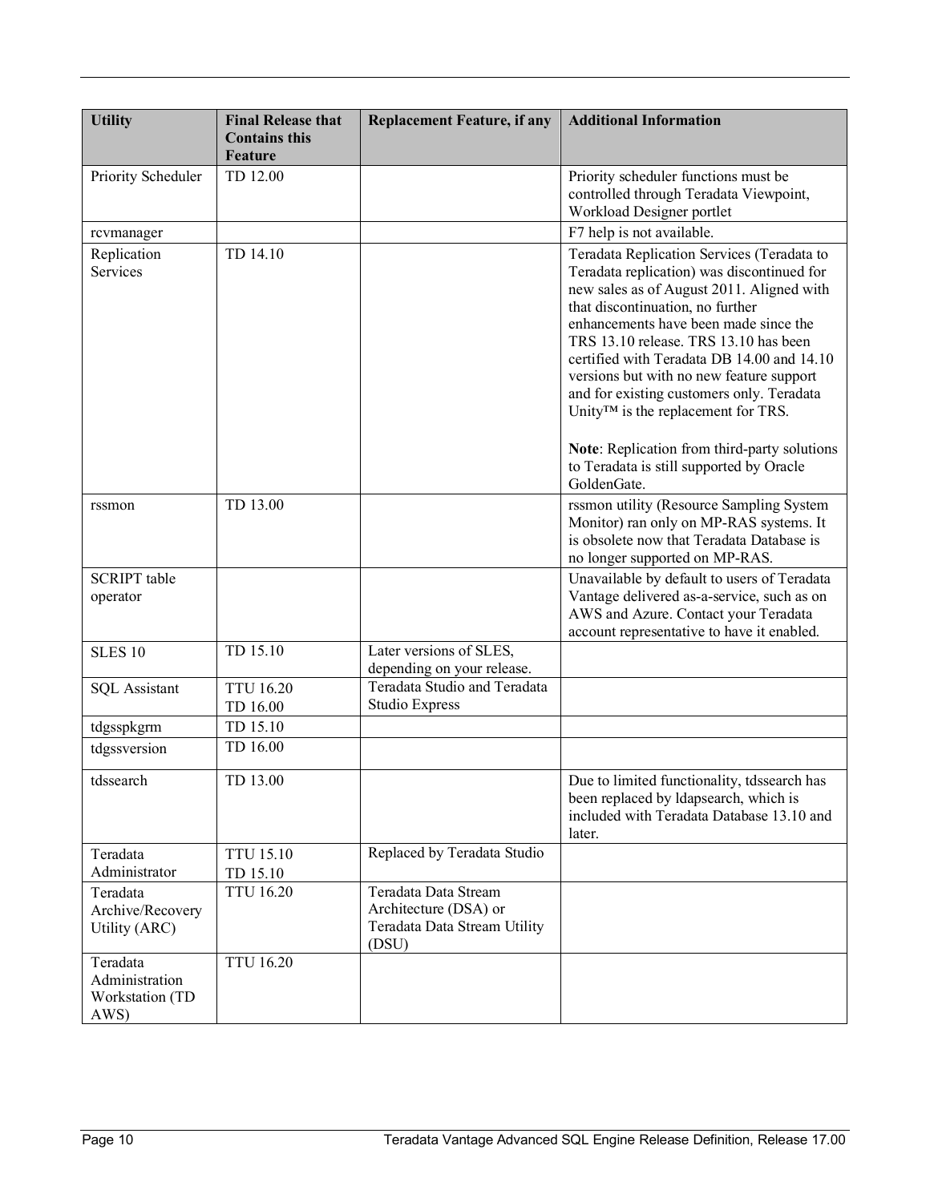| Utility | Final Release that Contains this Feature | Replacement Feature, if any | Additional Information |
|---|---|---|---|
| Priority Scheduler | TD 12.00 | | Priority scheduler functions must be controlled through Teradata Viewpoint, Workload Designer portlet |
| rcvmanager | | | F7 help is not available. |
| Replication Services | TD 14.10 | | Teradata Replication Services (Teradata to Teradata replication) was discontinued for new sales as of August 2011. Aligned with that discontinuation, no further enhancements have been made since the TRS 13.10 release. TRS 13.10 has been certified with Teradata DB 14.00 and 14.10 versions but with no new feature support and for existing customers only. Teradata Unity™ is the replacement for TRS.<br><br>**Note**: Replication from third-party solutions to Teradata is still supported by Oracle GoldenGate. |
| rssmon | TD 13.00 | | rssmon utility (Resource Sampling System Monitor) ran only on MP-RAS systems. It is obsolete now that Teradata Database is no longer supported on MP-RAS. |
| SCRIPT table operator | | | Unavailable by default to users of Teradata Vantage delivered as-a-service, such as on AWS and Azure. Contact your Teradata account representative to have it enabled. |
| SLES 10 | TD 15.10 | Later versions of SLES, depending on your release. | |
| SQL Assistant | TTU 16.20<br>TD 16.00 | Teradata Studio and Teradata Studio Express | |
| tdgsspkgrm | TD 15.10 | | |
| tdgssversion | TD 16.00 | | |
| tdssearch | TD 13.00 | | Due to limited functionality, tdssearch has been replaced by ldapsearch, which is included with Teradata Database 13.10 and later. |
| Teradata Administrator | TTU 15.10<br>TD 15.10 | Replaced by Teradata Studio | |
| Teradata Archive/Recovery Utility (ARC) | TTU 16.20 | Teradata Data Stream Architecture (DSA) or Teradata Data Stream Utility (DSU) | |
| Teradata Administration Workstation (TD AWS) | TTU 16.20 | | |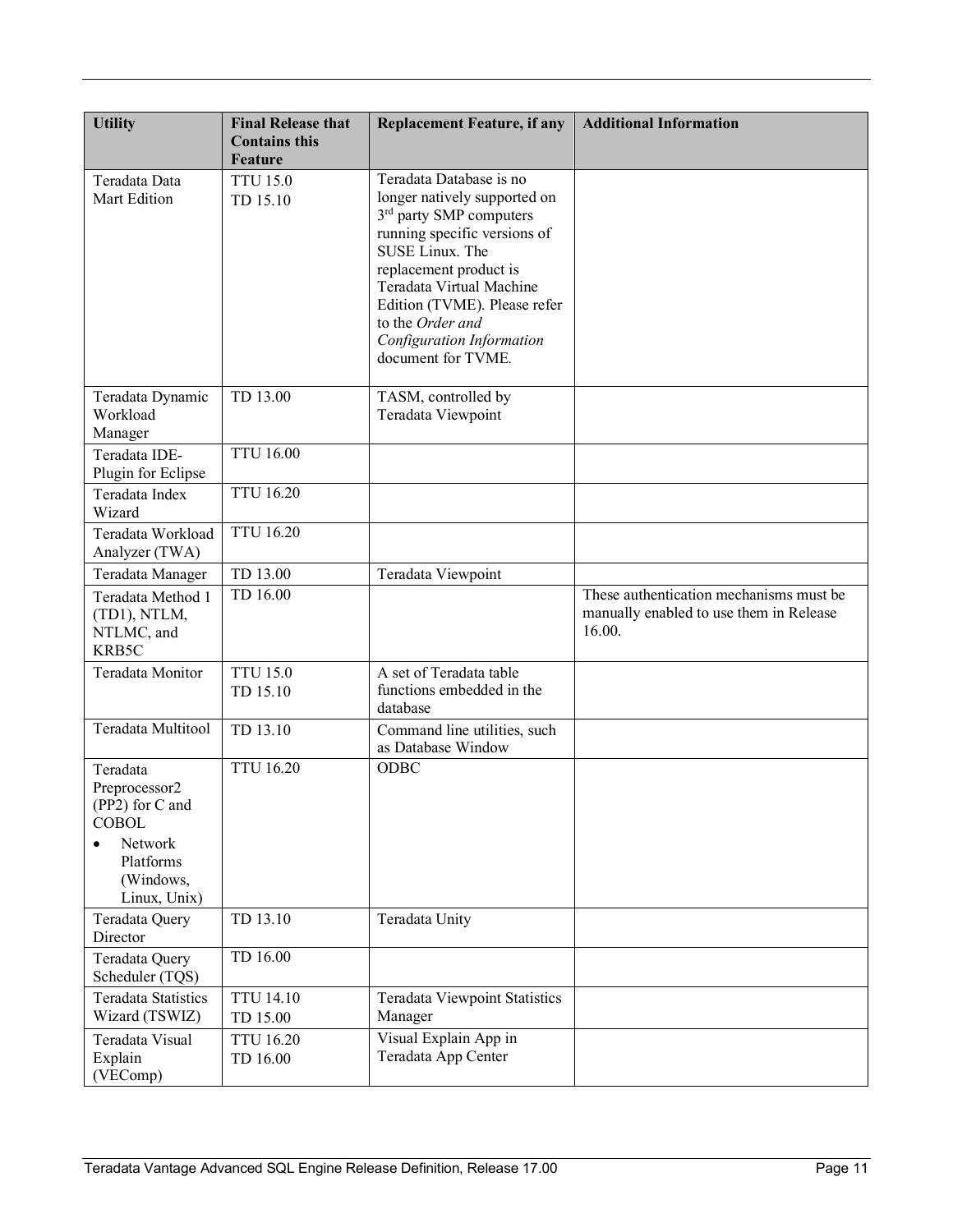| Utility | Final Release that Contains this Feature | Replacement Feature, if any | Additional Information |
|---|---|---|---|
| Teradata Data Mart Edition | TTU 15.0<br>TD 15.10 | Teradata Database is no longer natively supported on 3rd party SMP computers running specific versions of SUSE Linux. The replacement product is Teradata Virtual Machine Edition (TVME). Please refer to the *Order and Configuration Information* document for TVME. | |
| Teradata Dynamic Workload Manager | TD 13.00 | TASM, controlled by Teradata Viewpoint | |
| Teradata IDE-Plugin for Eclipse | TTU 16.00 | | |
| Teradata Index Wizard | TTU 16.20 | | |
| Teradata Workload Analyzer (TWA) | TTU 16.20 | | |
| Teradata Manager | TD 13.00 | Teradata Viewpoint | |
| Teradata Method 1 (TD1), NTLM, NTLMC, and KRB5C | TD 16.00 | | These authentication mechanisms must be manually enabled to use them in Release 16.00. |
| Teradata Monitor | TTU 15.0<br>TD 15.10 | A set of Teradata table functions embedded in the database | |
| Teradata Multitool | TD 13.10 | Command line utilities, such as Database Window | |
| Teradata Preprocessor2 (PP2) for C and COBOL<br>• Network Platforms (Windows, Linux, Unix) | TTU 16.20 | ODBC | |
| Teradata Query Director | TD 13.10 | Teradata Unity | |
| Teradata Query Scheduler (TQS) | TD 16.00 | | |
| Teradata Statistics Wizard (TSWIZ) | TTU 14.10<br>TD 15.00 | Teradata Viewpoint Statistics Manager | |
| Teradata Visual Explain (VEComp) | TTU 16.20<br>TD 16.00 | Visual Explain App in Teradata App Center | |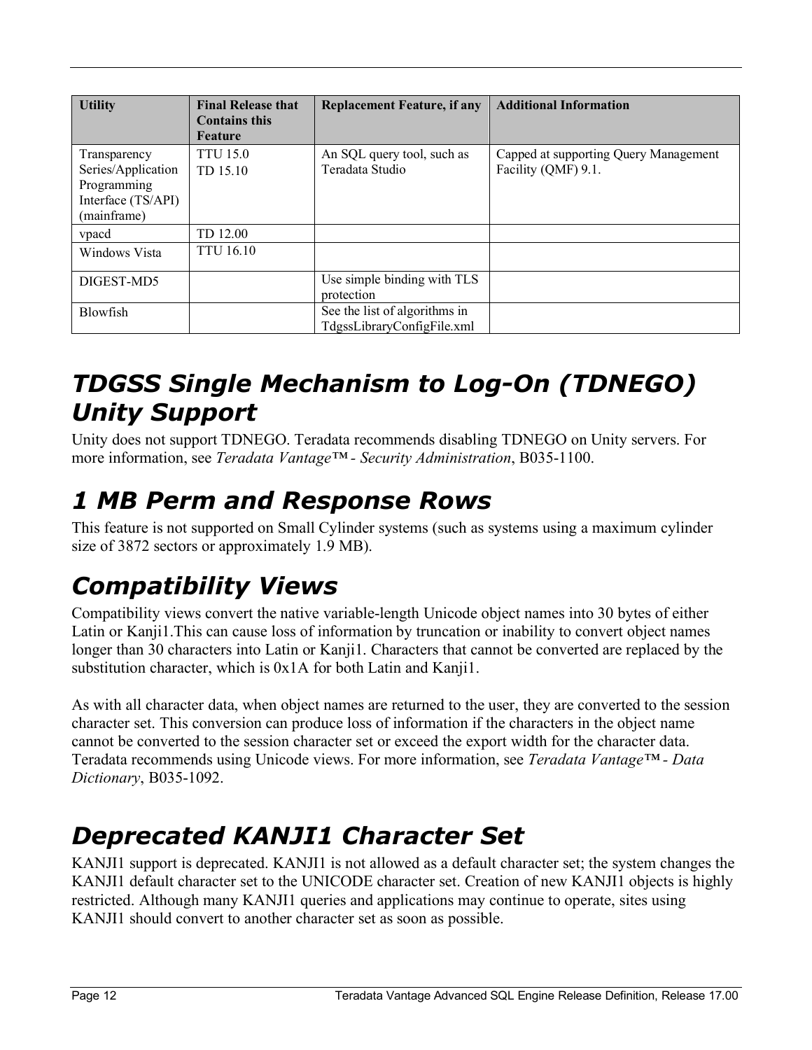| Utility | Final Release that Contains this Feature | Replacement Feature, if any | Additional Information |
| --- | --- | --- | --- |
| Transparency Series/Application Programming Interface (TS/API) (mainframe) | TTU 15.0<br>TD 15.10 | An SQL query tool, such as Teradata Studio | Capped at supporting Query Management Facility (QMF) 9.1. |
| vpacd | TD 12.00 | | |
| Windows Vista | TTU 16.10 | | |
| DIGEST-MD5 | | Use simple binding with TLS protection | |
| Blowfish | | See the list of algorithms in TdgssLibraryConfigFile.xml | |

# TDGSS Single Mechanism to Log-On (TDNEGO) Unity Support

Unity does not support TDNEGO. Teradata recommends disabling TDNEGO on Unity servers. For more information, see *Teradata Vantage™ - Security Administration*, B035-1100.

# 1 MB Perm and Response Rows

This feature is not supported on Small Cylinder systems (such as systems using a maximum cylinder size of 3872 sectors or approximately 1.9 MB).

# Compatibility Views

Compatibility views convert the native variable-length Unicode object names into 30 bytes of either Latin or Kanji1.This can cause loss of information by truncation or inability to convert object names longer than 30 characters into Latin or Kanji1. Characters that cannot be converted are replaced by the substitution character, which is 0x1A for both Latin and Kanji1.

As with all character data, when object names are returned to the user, they are converted to the session character set. This conversion can produce loss of information if the characters in the object name cannot be converted to the session character set or exceed the export width for the character data. Teradata recommends using Unicode views. For more information, see *Teradata Vantage™ - Data Dictionary*, B035-1092.

# Deprecated KANJI1 Character Set

KANJI1 support is deprecated. KANJI1 is not allowed as a default character set; the system changes the KANJI1 default character set to the UNICODE character set. Creation of new KANJI1 objects is highly restricted. Although many KANJI1 queries and applications may continue to operate, sites using KANJI1 should convert to another character set as soon as possible.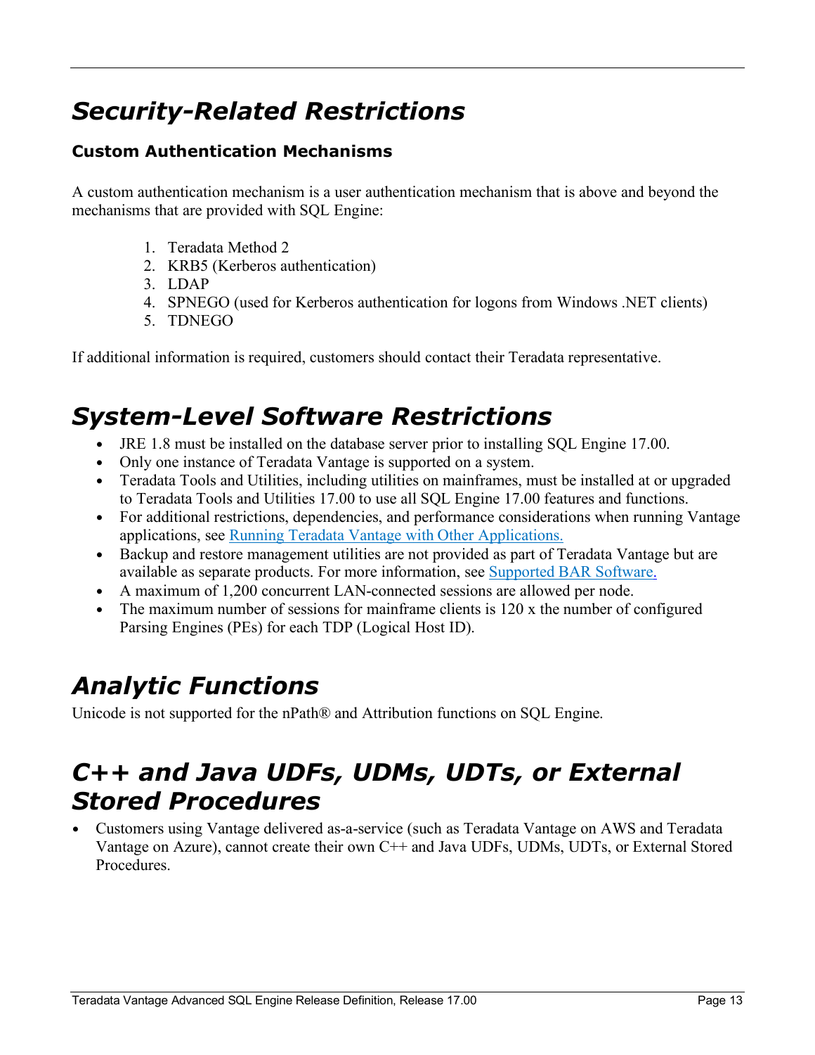# *Security-Related Restrictions*

### Custom Authentication Mechanisms

A custom authentication mechanism is a user authentication mechanism that is above and beyond the mechanisms that are provided with SQL Engine:

1. Teradata Method 2
2. KRB5 (Kerberos authentication)
3. LDAP
4. SPNEGO (used for Kerberos authentication for logons from Windows .NET clients)
5. TDNEGO

If additional information is required, customers should contact their Teradata representative.

# *System-Level Software Restrictions*

- JRE 1.8 must be installed on the database server prior to installing SQL Engine 17.00.
- Only one instance of Teradata Vantage is supported on a system.
- Teradata Tools and Utilities, including utilities on mainframes, must be installed at or upgraded to Teradata Tools and Utilities 17.00 to use all SQL Engine 17.00 features and functions.
- For additional restrictions, dependencies, and performance considerations when running Vantage applications, see Running Teradata Vantage with Other Applications.
- Backup and restore management utilities are not provided as part of Teradata Vantage but are available as separate products. For more information, see Supported BAR Software.
- A maximum of 1,200 concurrent LAN-connected sessions are allowed per node.
- The maximum number of sessions for mainframe clients is 120 x the number of configured Parsing Engines (PEs) for each TDP (Logical Host ID).

# *Analytic Functions*

Unicode is not supported for the nPath® and Attribution functions on SQL Engine.

# *C++ and Java UDFs, UDMs, UDTs, or External Stored Procedures*

- Customers using Vantage delivered as-a-service (such as Teradata Vantage on AWS and Teradata Vantage on Azure), cannot create their own C++ and Java UDFs, UDMs, UDTs, or External Stored Procedures.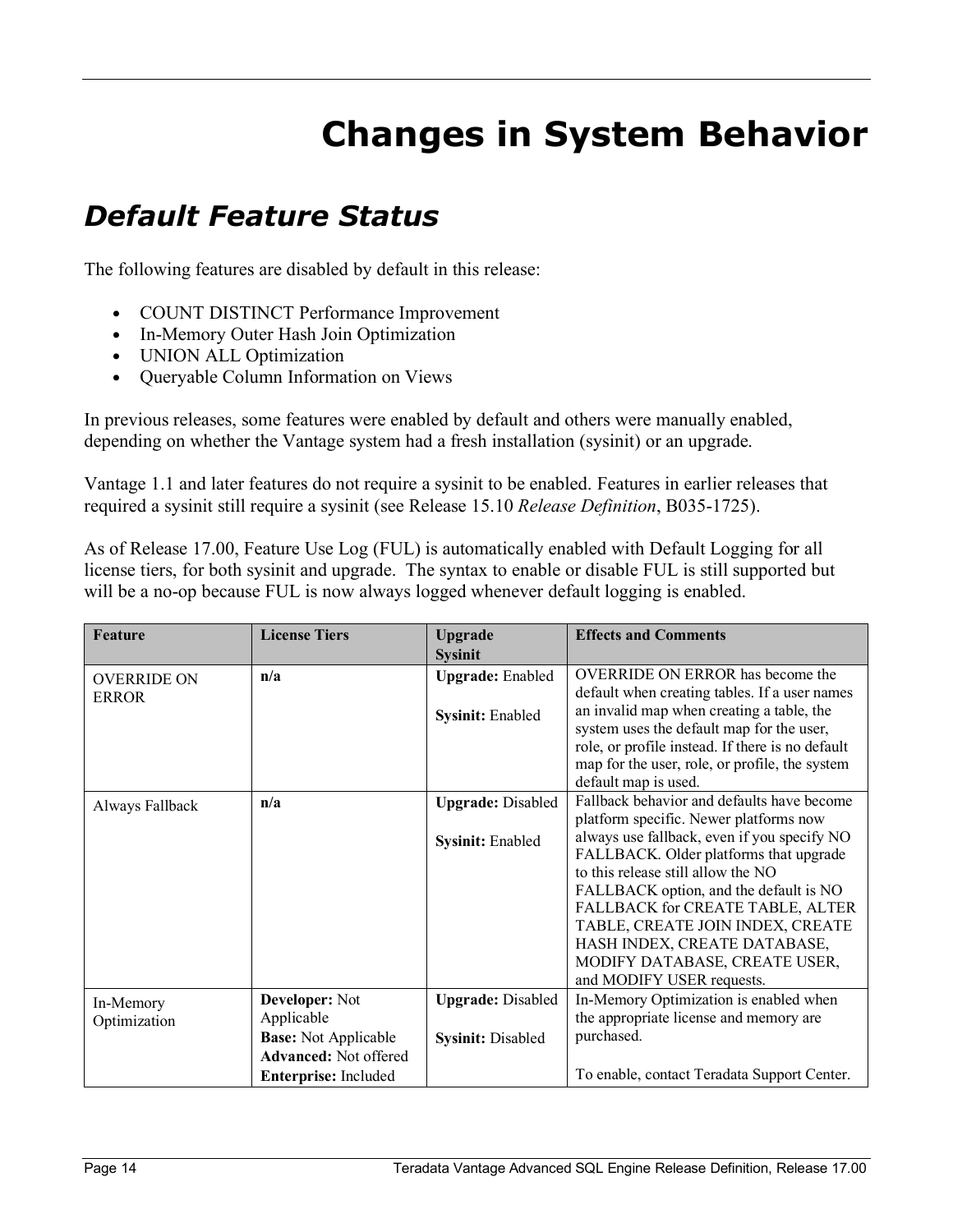# Changes in System Behavior

## *Default Feature Status*

The following features are disabled by default in this release:

- COUNT DISTINCT Performance Improvement
- In-Memory Outer Hash Join Optimization
- UNION ALL Optimization
- Queryable Column Information on Views

In previous releases, some features were enabled by default and others were manually enabled, depending on whether the Vantage system had a fresh installation (sysinit) or an upgrade.

Vantage 1.1 and later features do not require a sysinit to be enabled. Features in earlier releases that required a sysinit still require a sysinit (see Release 15.10 *Release Definition*, B035-1725).

As of Release 17.00, Feature Use Log (FUL) is automatically enabled with Default Logging for all license tiers, for both sysinit and upgrade. The syntax to enable or disable FUL is still supported but will be a no-op because FUL is now always logged whenever default logging is enabled.

| Feature | License Tiers | Upgrade<br>Sysinit | Effects and Comments |
|---|---|---|---|
| OVERRIDE ON ERROR | **n/a** | **Upgrade:** Enabled<br><br>**Sysinit:** Enabled | OVERRIDE ON ERROR has become the default when creating tables. If a user names an invalid map when creating a table, the system uses the default map for the user, role, or profile instead. If there is no default map for the user, role, or profile, the system default map is used. |
| Always Fallback | **n/a** | **Upgrade:** Disabled<br><br>**Sysinit:** Enabled | Fallback behavior and defaults have become platform specific. Newer platforms now always use fallback, even if you specify NO FALLBACK. Older platforms that upgrade to this release still allow the NO FALLBACK option, and the default is NO FALLBACK for CREATE TABLE, ALTER TABLE, CREATE JOIN INDEX, CREATE HASH INDEX, CREATE DATABASE, MODIFY DATABASE, CREATE USER, and MODIFY USER requests. |
| In-Memory Optimization | **Developer:** Not Applicable<br>**Base:** Not Applicable<br>**Advanced:** Not offered<br>**Enterprise:** Included | **Upgrade:** Disabled<br><br>**Sysinit:** Disabled | In-Memory Optimization is enabled when the appropriate license and memory are purchased.<br><br>To enable, contact Teradata Support Center. |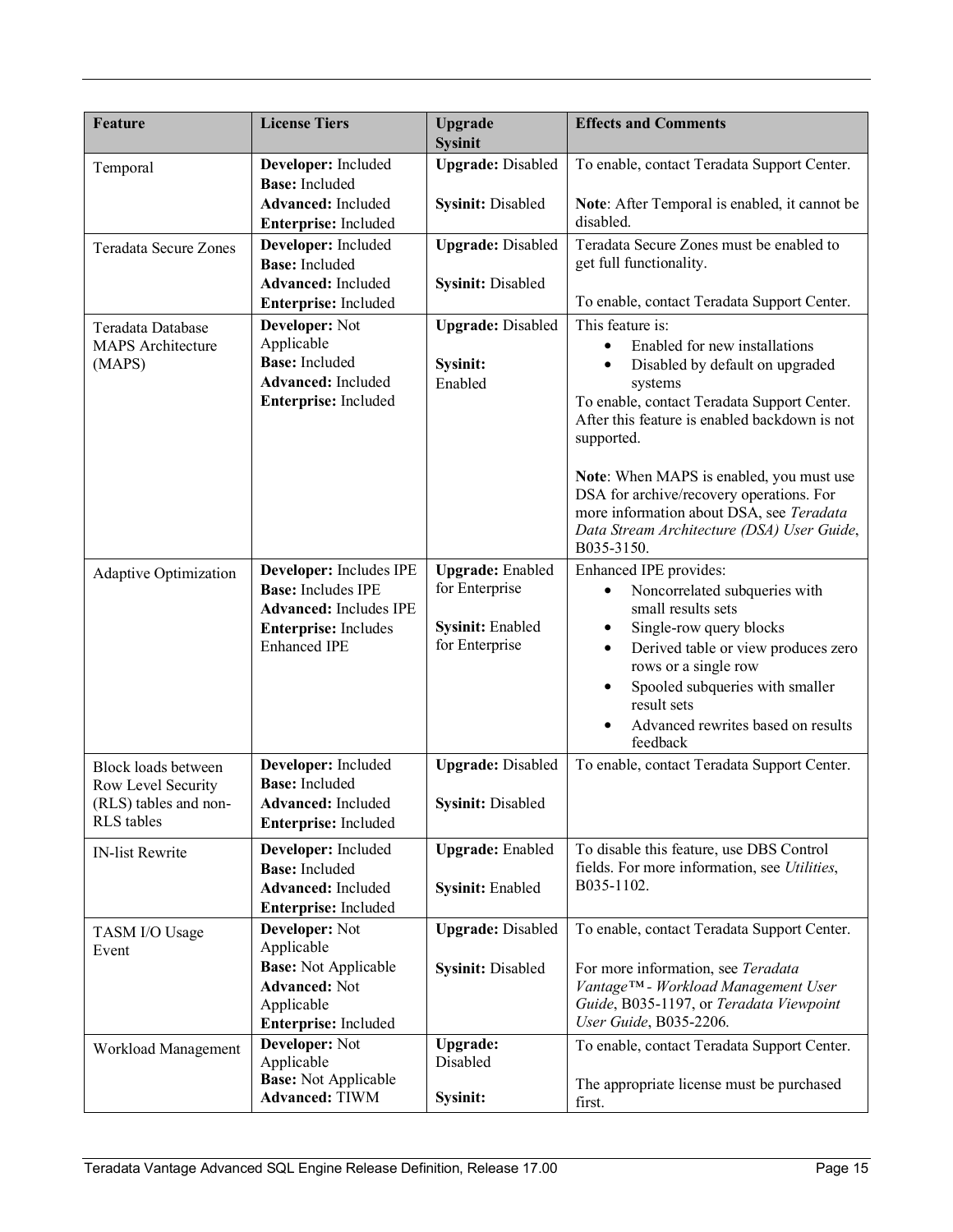| Feature | License Tiers | Upgrade Sysinit | Effects and Comments |
|---|---|---|---|
| Temporal | **Developer:** Included<br>**Base:** Included<br>**Advanced:** Included<br>**Enterprise:** Included | **Upgrade:** Disabled<br><br>**Sysinit:** Disabled | To enable, contact Teradata Support Center.<br><br>**Note**: After Temporal is enabled, it cannot be disabled. |
| Teradata Secure Zones | **Developer:** Included<br>**Base:** Included<br>**Advanced:** Included<br>**Enterprise:** Included | **Upgrade:** Disabled<br><br>**Sysinit:** Disabled | Teradata Secure Zones must be enabled to get full functionality.<br><br>To enable, contact Teradata Support Center. |
| Teradata Database MAPS Architecture (MAPS) | **Developer:** Not Applicable<br>**Base:** Included<br>**Advanced:** Included<br>**Enterprise:** Included | **Upgrade:** Disabled<br><br>**Sysinit:** Enabled | This feature is:<br>• Enabled for new installations<br>• Disabled by default on upgraded systems<br>To enable, contact Teradata Support Center. After this feature is enabled backdown is not supported.<br><br>**Note**: When MAPS is enabled, you must use DSA for archive/recovery operations. For more information about DSA, see *Teradata Data Stream Architecture (DSA) User Guide*, B035-3150. |
| Adaptive Optimization | **Developer:** Includes IPE<br>**Base:** Includes IPE<br>**Advanced:** Includes IPE<br>**Enterprise:** Includes Enhanced IPE | **Upgrade:** Enabled for Enterprise<br><br>**Sysinit:** Enabled for Enterprise | Enhanced IPE provides:<br>• Noncorrelated subqueries with small results sets<br>• Single-row query blocks<br>• Derived table or view produces zero rows or a single row<br>• Spooled subqueries with smaller result sets<br>• Advanced rewrites based on results feedback |
| Block loads between Row Level Security (RLS) tables and non-RLS tables | **Developer:** Included<br>**Base:** Included<br>**Advanced:** Included<br>**Enterprise:** Included | **Upgrade:** Disabled<br><br>**Sysinit:** Disabled | To enable, contact Teradata Support Center. |
| IN-list Rewrite | **Developer:** Included<br>**Base:** Included<br>**Advanced:** Included<br>**Enterprise:** Included | **Upgrade:** Enabled<br><br>**Sysinit:** Enabled | To disable this feature, use DBS Control fields. For more information, see *Utilities*, B035-1102. |
| TASM I/O Usage Event | **Developer:** Not Applicable<br>**Base:** Not Applicable<br>**Advanced:** Not Applicable<br>**Enterprise:** Included | **Upgrade:** Disabled<br><br>**Sysinit:** Disabled | To enable, contact Teradata Support Center.<br><br>For more information, see *Teradata Vantage™ - Workload Management User Guide*, B035-1197, or *Teradata Viewpoint User Guide*, B035-2206. |
| Workload Management | **Developer:** Not Applicable<br>**Base:** Not Applicable<br>**Advanced:** TIWM | **Upgrade:** Disabled<br><br>**Sysinit:** | To enable, contact Teradata Support Center.<br><br>The appropriate license must be purchased first. |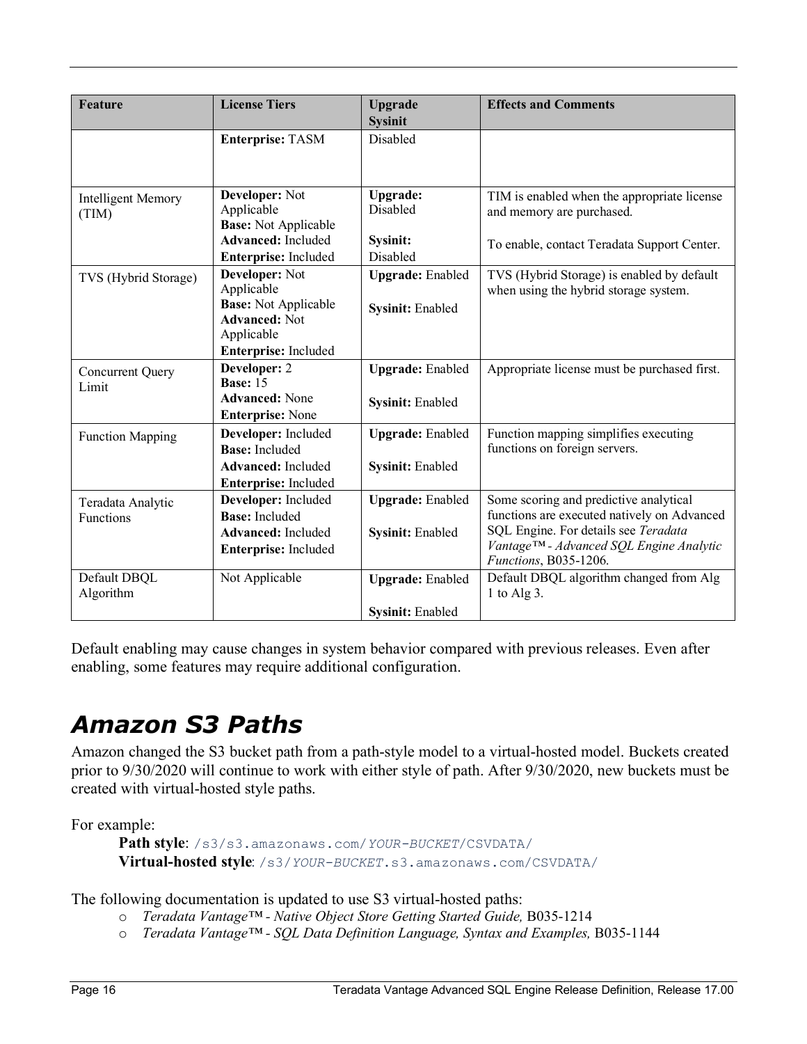| Feature | License Tiers | Upgrade Sysinit | Effects and Comments |
|---|---|---|---|
| | **Enterprise:** TASM | Disabled | |
| Intelligent Memory (TIM) | **Developer:** Not Applicable<br>**Base:** Not Applicable<br>**Advanced:** Included<br>**Enterprise:** Included | **Upgrade:** Disabled<br><br>**Sysinit:** Disabled | TIM is enabled when the appropriate license and memory are purchased.<br><br>To enable, contact Teradata Support Center. |
| TVS (Hybrid Storage) | **Developer:** Not Applicable<br>**Base:** Not Applicable<br>**Advanced:** Not Applicable<br>**Enterprise:** Included | **Upgrade:** Enabled<br><br>**Sysinit:** Enabled | TVS (Hybrid Storage) is enabled by default when using the hybrid storage system. |
| Concurrent Query Limit | **Developer:** 2<br>**Base:** 15<br>**Advanced:** None<br>**Enterprise:** None | **Upgrade:** Enabled<br><br>**Sysinit:** Enabled | Appropriate license must be purchased first. |
| Function Mapping | **Developer:** Included<br>**Base:** Included<br>**Advanced:** Included<br>**Enterprise:** Included | **Upgrade:** Enabled<br><br>**Sysinit:** Enabled | Function mapping simplifies executing functions on foreign servers. |
| Teradata Analytic Functions | **Developer:** Included<br>**Base:** Included<br>**Advanced:** Included<br>**Enterprise:** Included | **Upgrade:** Enabled<br><br>**Sysinit:** Enabled | Some scoring and predictive analytical functions are executed natively on Advanced SQL Engine. For details see *Teradata Vantage™ - Advanced SQL Engine Analytic Functions*, B035-1206. |
| Default DBQL Algorithm | Not Applicable | **Upgrade:** Enabled<br><br>**Sysinit:** Enabled | Default DBQL algorithm changed from Alg 1 to Alg 3. |

Default enabling may cause changes in system behavior compared with previous releases. Even after enabling, some features may require additional configuration.

# *Amazon S3 Paths*

Amazon changed the S3 bucket path from a path-style model to a virtual-hosted model. Buckets created prior to 9/30/2020 will continue to work with either style of path. After 9/30/2020, new buckets must be created with virtual-hosted style paths.

For example:

**Path style**: `/s3/s3.amazonaws.com/YOUR-BUCKET/CSVDATA/`
**Virtual-hosted style**: `/s3/YOUR-BUCKET.s3.amazonaws.com/CSVDATA/`

The following documentation is updated to use S3 virtual-hosted paths:

- *Teradata Vantage™ - Native Object Store Getting Started Guide,* B035-1214
- *Teradata Vantage™ - SQL Data Definition Language, Syntax and Examples,* B035-1144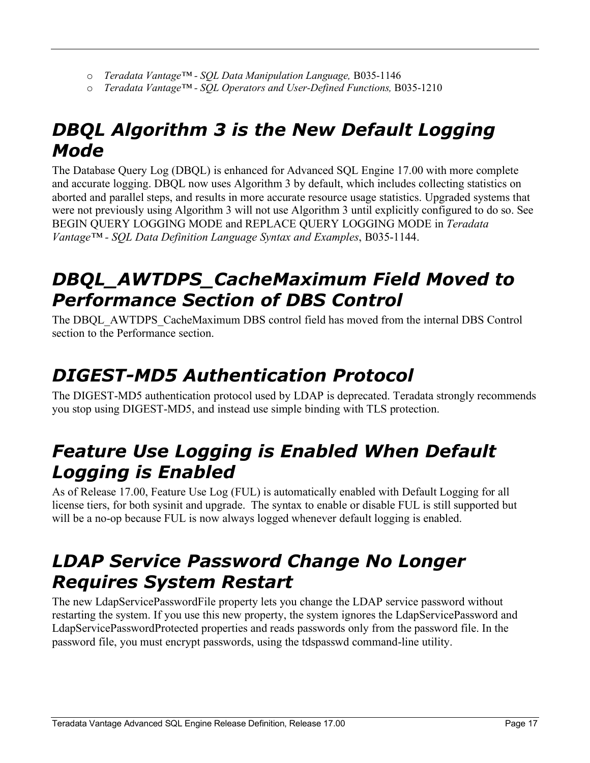- *Teradata Vantage™ - SQL Data Manipulation Language,* B035-1146
- *Teradata Vantage™ - SQL Operators and User-Defined Functions,* B035-1210

## DBQL Algorithm 3 is the New Default Logging Mode

The Database Query Log (DBQL) is enhanced for Advanced SQL Engine 17.00 with more complete and accurate logging. DBQL now uses Algorithm 3 by default, which includes collecting statistics on aborted and parallel steps, and results in more accurate resource usage statistics. Upgraded systems that were not previously using Algorithm 3 will not use Algorithm 3 until explicitly configured to do so. See BEGIN QUERY LOGGING MODE and REPLACE QUERY LOGGING MODE in *Teradata Vantage™ - SQL Data Definition Language Syntax and Examples*, B035-1144.

## DBQL_AWTDPS_CacheMaximum Field Moved to Performance Section of DBS Control

The DBQL_AWTDPS_CacheMaximum DBS control field has moved from the internal DBS Control section to the Performance section.

## DIGEST-MD5 Authentication Protocol

The DIGEST-MD5 authentication protocol used by LDAP is deprecated. Teradata strongly recommends you stop using DIGEST-MD5, and instead use simple binding with TLS protection.

## Feature Use Logging is Enabled When Default Logging is Enabled

As of Release 17.00, Feature Use Log (FUL) is automatically enabled with Default Logging for all license tiers, for both sysinit and upgrade. The syntax to enable or disable FUL is still supported but will be a no-op because FUL is now always logged whenever default logging is enabled.

## LDAP Service Password Change No Longer Requires System Restart

The new LdapServicePasswordFile property lets you change the LDAP service password without restarting the system. If you use this new property, the system ignores the LdapServicePassword and LdapServicePasswordProtected properties and reads passwords only from the password file. In the password file, you must encrypt passwords, using the tdspasswd command-line utility.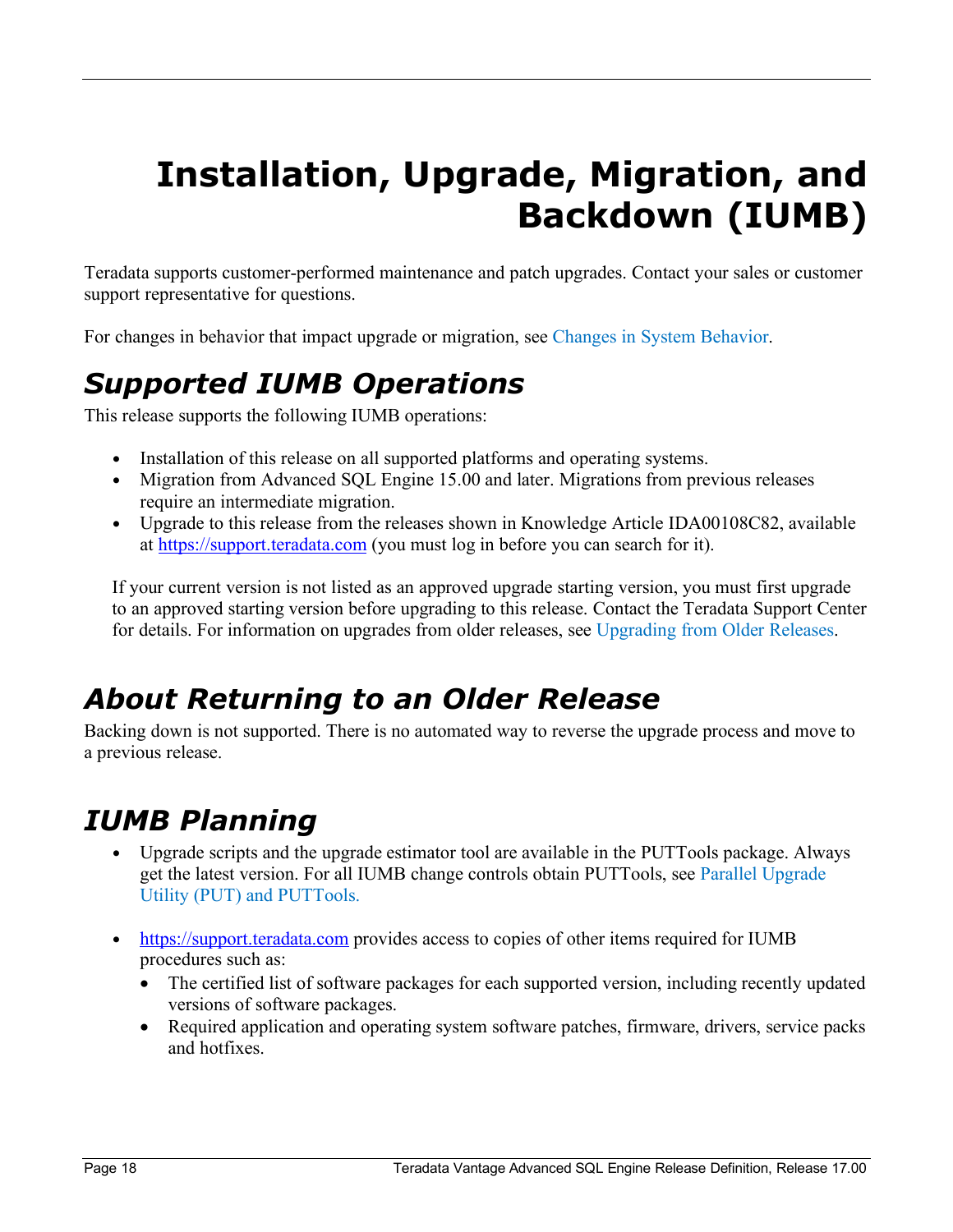# Installation, Upgrade, Migration, and Backdown (IUMB)

Teradata supports customer-performed maintenance and patch upgrades. Contact your sales or customer support representative for questions.

For changes in behavior that impact upgrade or migration, see Changes in System Behavior.

## Supported IUMB Operations

This release supports the following IUMB operations:

- Installation of this release on all supported platforms and operating systems.
- Migration from Advanced SQL Engine 15.00 and later. Migrations from previous releases require an intermediate migration.
- Upgrade to this release from the releases shown in Knowledge Article IDA00108C82, available at https://support.teradata.com (you must log in before you can search for it).

  If your current version is not listed as an approved upgrade starting version, you must first upgrade to an approved starting version before upgrading to this release. Contact the Teradata Support Center for details. For information on upgrades from older releases, see Upgrading from Older Releases.

## About Returning to an Older Release

Backing down is not supported. There is no automated way to reverse the upgrade process and move to a previous release.

## IUMB Planning

- Upgrade scripts and the upgrade estimator tool are available in the PUTTools package. Always get the latest version. For all IUMB change controls obtain PUTTools, see Parallel Upgrade Utility (PUT) and PUTTools.

- https://support.teradata.com provides access to copies of other items required for IUMB procedures such as:
  - The certified list of software packages for each supported version, including recently updated versions of software packages.
  - Required application and operating system software patches, firmware, drivers, service packs and hotfixes.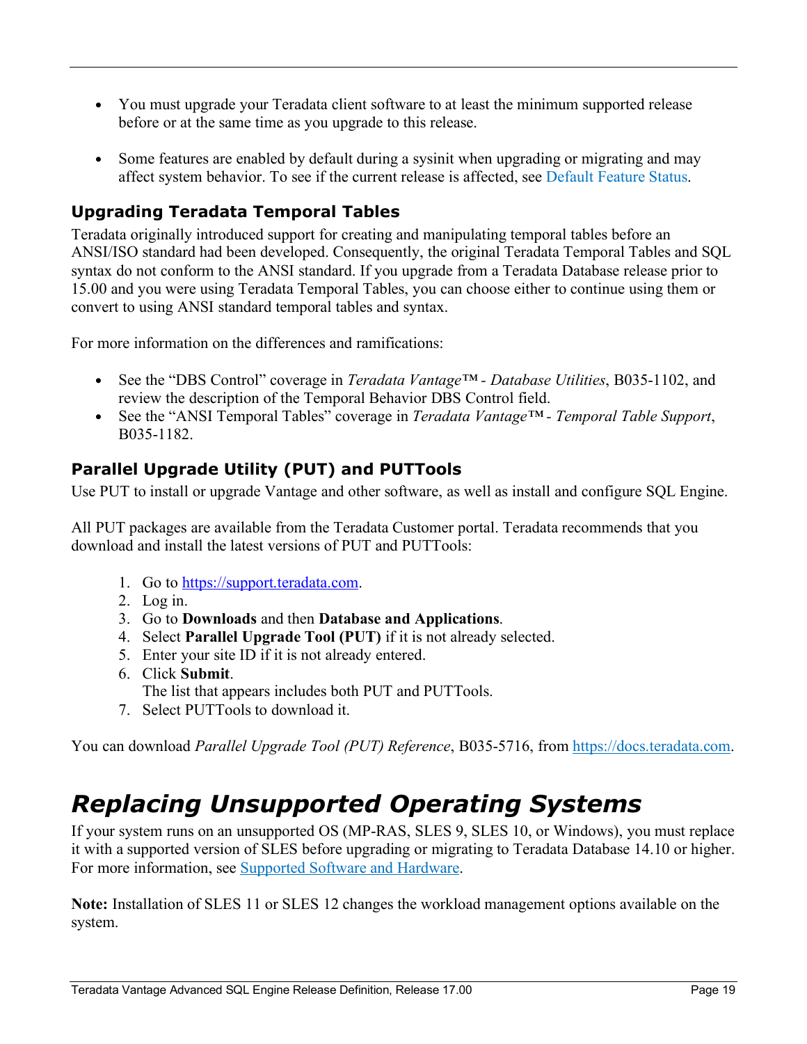- You must upgrade your Teradata client software to at least the minimum supported release before or at the same time as you upgrade to this release.

- Some features are enabled by default during a sysinit when upgrading or migrating and may affect system behavior. To see if the current release is affected, see Default Feature Status.

### Upgrading Teradata Temporal Tables

Teradata originally introduced support for creating and manipulating temporal tables before an ANSI/ISO standard had been developed. Consequently, the original Teradata Temporal Tables and SQL syntax do not conform to the ANSI standard. If you upgrade from a Teradata Database release prior to 15.00 and you were using Teradata Temporal Tables, you can choose either to continue using them or convert to using ANSI standard temporal tables and syntax.

For more information on the differences and ramifications:

- See the "DBS Control" coverage in *Teradata Vantage™ - Database Utilities*, B035-1102, and review the description of the Temporal Behavior DBS Control field.
- See the "ANSI Temporal Tables" coverage in *Teradata Vantage™ - Temporal Table Support*, B035-1182.

### Parallel Upgrade Utility (PUT) and PUTTools

Use PUT to install or upgrade Vantage and other software, as well as install and configure SQL Engine.

All PUT packages are available from the Teradata Customer portal. Teradata recommends that you download and install the latest versions of PUT and PUTTools:

1. Go to https://support.teradata.com.
2. Log in.
3. Go to **Downloads** and then **Database and Applications**.
4. Select **Parallel Upgrade Tool (PUT)** if it is not already selected.
5. Enter your site ID if it is not already entered.
6. Click **Submit**.
   The list that appears includes both PUT and PUTTools.
7. Select PUTTools to download it.

You can download *Parallel Upgrade Tool (PUT) Reference*, B035-5716, from https://docs.teradata.com.

## *Replacing Unsupported Operating Systems*

If your system runs on an unsupported OS (MP-RAS, SLES 9, SLES 10, or Windows), you must replace it with a supported version of SLES before upgrading or migrating to Teradata Database 14.10 or higher. For more information, see Supported Software and Hardware.

**Note:** Installation of SLES 11 or SLES 12 changes the workload management options available on the system.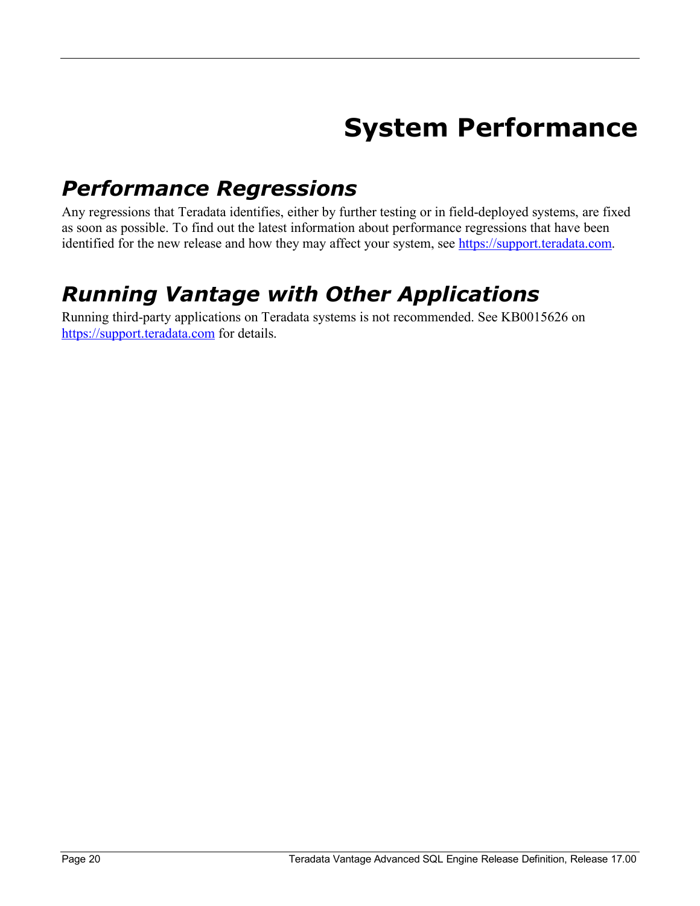# System Performance

## *Performance Regressions*

Any regressions that Teradata identifies, either by further testing or in field-deployed systems, are fixed as soon as possible. To find out the latest information about performance regressions that have been identified for the new release and how they may affect your system, see https://support.teradata.com.

## *Running Vantage with Other Applications*

Running third-party applications on Teradata systems is not recommended. See KB0015626 on https://support.teradata.com for details.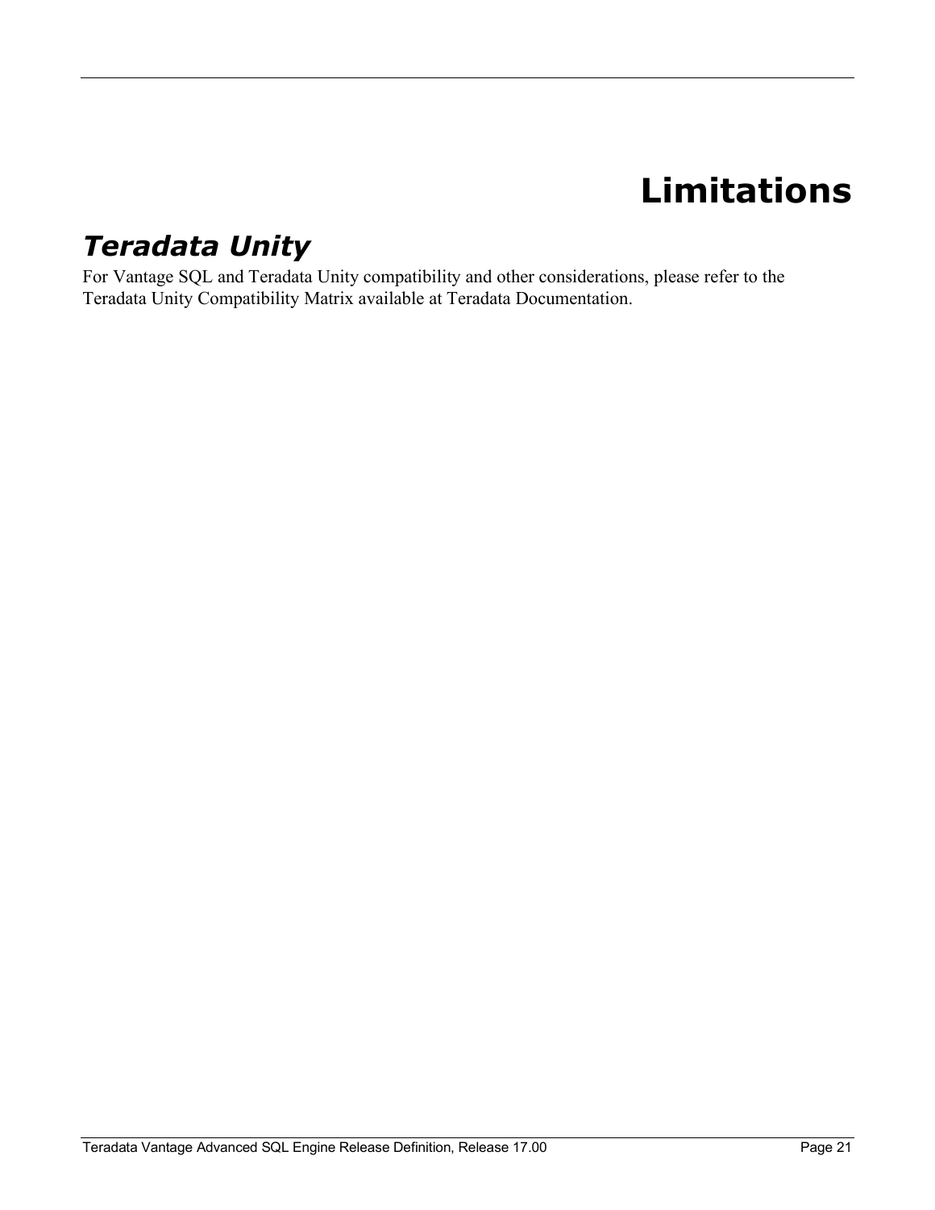# Limitations

## *Teradata Unity*

For Vantage SQL and Teradata Unity compatibility and other considerations, please refer to the Teradata Unity Compatibility Matrix available at Teradata Documentation.